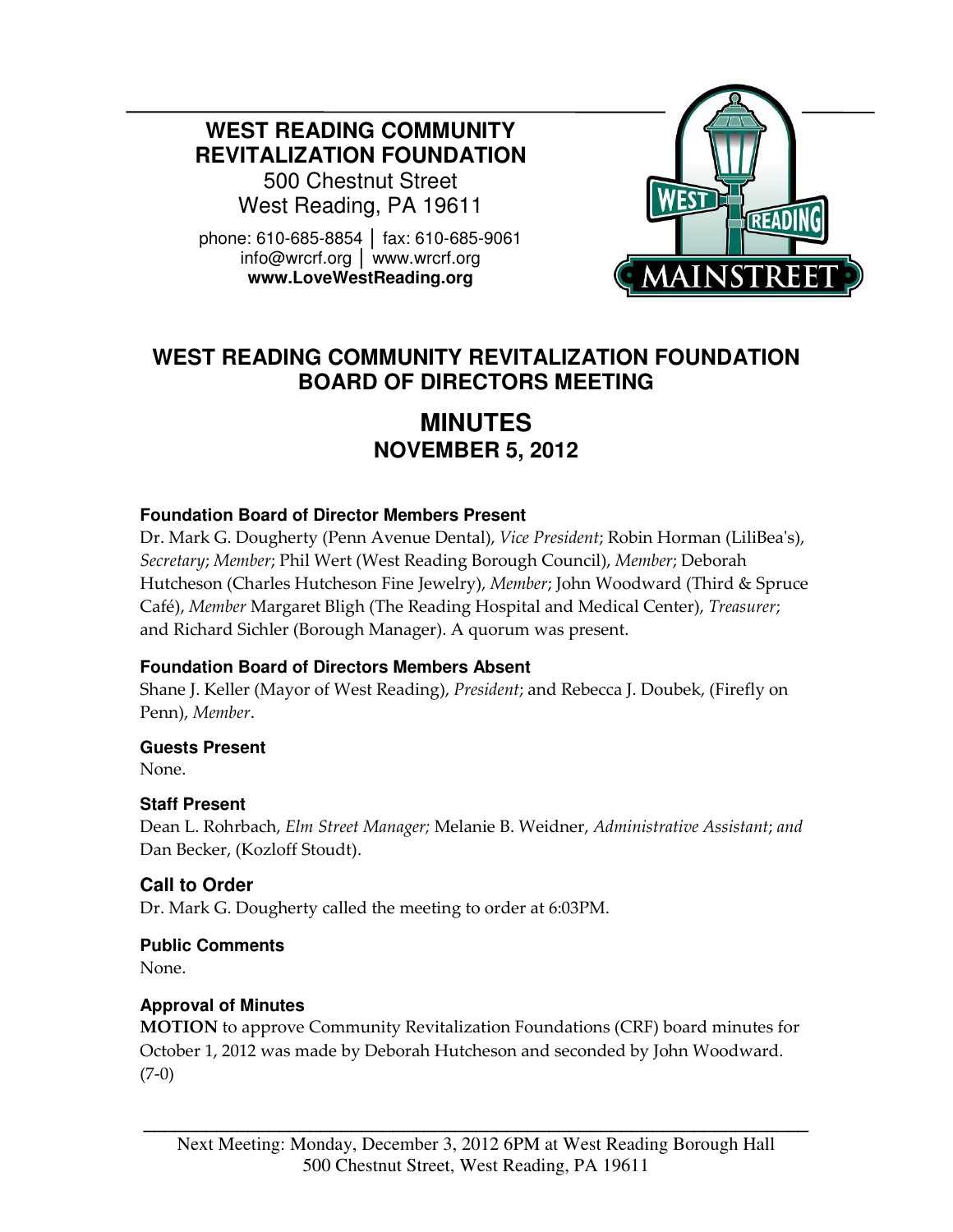# WEST READING COMMUNITY REVITALIZATION FOUNDATION

500 Chestnut Street
West Reading, PA 19611

phone: 610-685-8854 │ fax: 610-685-9061
info@wrcrf.org │ www.wrcrf.org
**www.LoveWestReading.org**

## WEST READING COMMUNITY REVITALIZATION FOUNDATION BOARD OF DIRECTORS MEETING

## MINUTES
### NOVEMBER 5, 2012

**Foundation Board of Director Members Present**

Dr. Mark G. Dougherty (Penn Avenue Dental), *Vice President*; Robin Horman (LiliBea's), *Secretary*; *Member*; Phil Wert (West Reading Borough Council), *Member*; Deborah Hutcheson (Charles Hutcheson Fine Jewelry), *Member*; John Woodward (Third & Spruce Café), *Member* Margaret Bligh (The Reading Hospital and Medical Center), *Treasurer*; and Richard Sichler (Borough Manager). A quorum was present.

**Foundation Board of Directors Members Absent**

Shane J. Keller (Mayor of West Reading), *President*; and Rebecca J. Doubek, (Firefly on Penn), *Member*.

**Guests Present**

None.

**Staff Present**

Dean L. Rohrbach, *Elm Street Manager;* Melanie B. Weidner, *Administrative Assistant*; *and* Dan Becker, (Kozloff Stoudt).

**Call to Order**

Dr. Mark G. Dougherty called the meeting to order at 6:03PM.

**Public Comments**

None.

**Approval of Minutes**

**MOTION** to approve Community Revitalization Foundations (CRF) board minutes for October 1, 2012 was made by Deborah Hutcheson and seconded by John Woodward. (7-0)

Next Meeting: Monday, December 3, 2012 6PM at West Reading Borough Hall
500 Chestnut Street, West Reading, PA 19611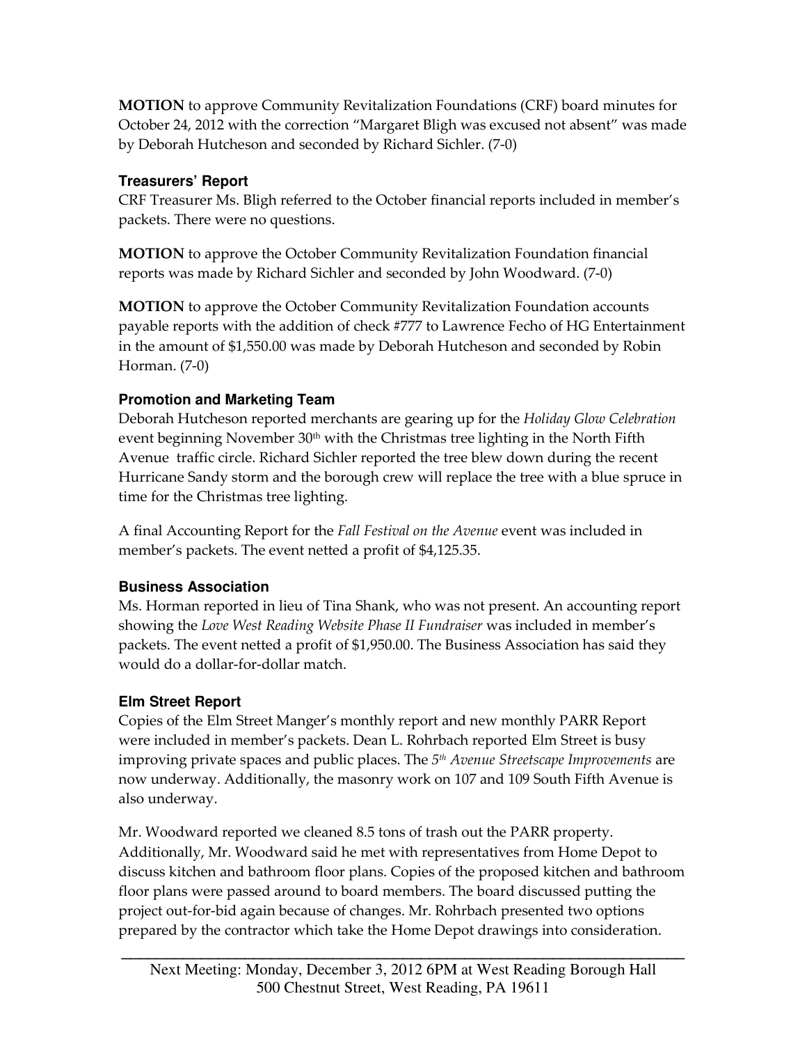**MOTION** to approve Community Revitalization Foundations (CRF) board minutes for October 24, 2012 with the correction "Margaret Bligh was excused not absent" was made by Deborah Hutcheson and seconded by Richard Sichler. (7-0)

### Treasurers' Report

CRF Treasurer Ms. Bligh referred to the October financial reports included in member's packets. There were no questions.

**MOTION** to approve the October Community Revitalization Foundation financial reports was made by Richard Sichler and seconded by John Woodward. (7-0)

**MOTION** to approve the October Community Revitalization Foundation accounts payable reports with the addition of check #777 to Lawrence Fecho of HG Entertainment in the amount of $1,550.00 was made by Deborah Hutcheson and seconded by Robin Horman. (7-0)

### Promotion and Marketing Team

Deborah Hutcheson reported merchants are gearing up for the *Holiday Glow Celebration* event beginning November 30th with the Christmas tree lighting in the North Fifth Avenue traffic circle. Richard Sichler reported the tree blew down during the recent Hurricane Sandy storm and the borough crew will replace the tree with a blue spruce in time for the Christmas tree lighting.

A final Accounting Report for the *Fall Festival on the Avenue* event was included in member's packets. The event netted a profit of $4,125.35.

### Business Association

Ms. Horman reported in lieu of Tina Shank, who was not present. An accounting report showing the *Love West Reading Website Phase II Fundraiser* was included in member's packets. The event netted a profit of $1,950.00. The Business Association has said they would do a dollar-for-dollar match.

### Elm Street Report

Copies of the Elm Street Manger's monthly report and new monthly PARR Report were included in member's packets. Dean L. Rohrbach reported Elm Street is busy improving private spaces and public places. The *5th Avenue Streetscape Improvements* are now underway. Additionally, the masonry work on 107 and 109 South Fifth Avenue is also underway.

Mr. Woodward reported we cleaned 8.5 tons of trash out the PARR property. Additionally, Mr. Woodward said he met with representatives from Home Depot to discuss kitchen and bathroom floor plans. Copies of the proposed kitchen and bathroom floor plans were passed around to board members. The board discussed putting the project out-for-bid again because of changes. Mr. Rohrbach presented two options prepared by the contractor which take the Home Depot drawings into consideration.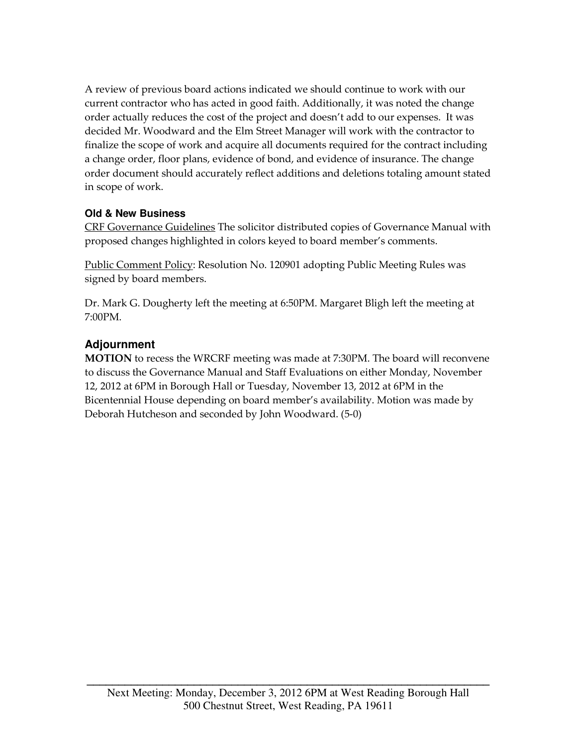A review of previous board actions indicated we should continue to work with our current contractor who has acted in good faith. Additionally, it was noted the change order actually reduces the cost of the project and doesn't add to our expenses. It was decided Mr. Woodward and the Elm Street Manager will work with the contractor to finalize the scope of work and acquire all documents required for the contract including a change order, floor plans, evidence of bond, and evidence of insurance. The change order document should accurately reflect additions and deletions totaling amount stated in scope of work.

### Old & New Business

CRF Governance Guidelines The solicitor distributed copies of Governance Manual with proposed changes highlighted in colors keyed to board member's comments.

Public Comment Policy: Resolution No. 120901 adopting Public Meeting Rules was signed by board members.

Dr. Mark G. Dougherty left the meeting at 6:50PM. Margaret Bligh left the meeting at 7:00PM.

## Adjournment

**MOTION** to recess the WRCRF meeting was made at 7:30PM. The board will reconvene to discuss the Governance Manual and Staff Evaluations on either Monday, November 12, 2012 at 6PM in Borough Hall or Tuesday, November 13, 2012 at 6PM in the Bicentennial House depending on board member's availability. Motion was made by Deborah Hutcheson and seconded by John Woodward. (5-0)

Next Meeting: Monday, December 3, 2012 6PM at West Reading Borough Hall
500 Chestnut Street, West Reading, PA 19611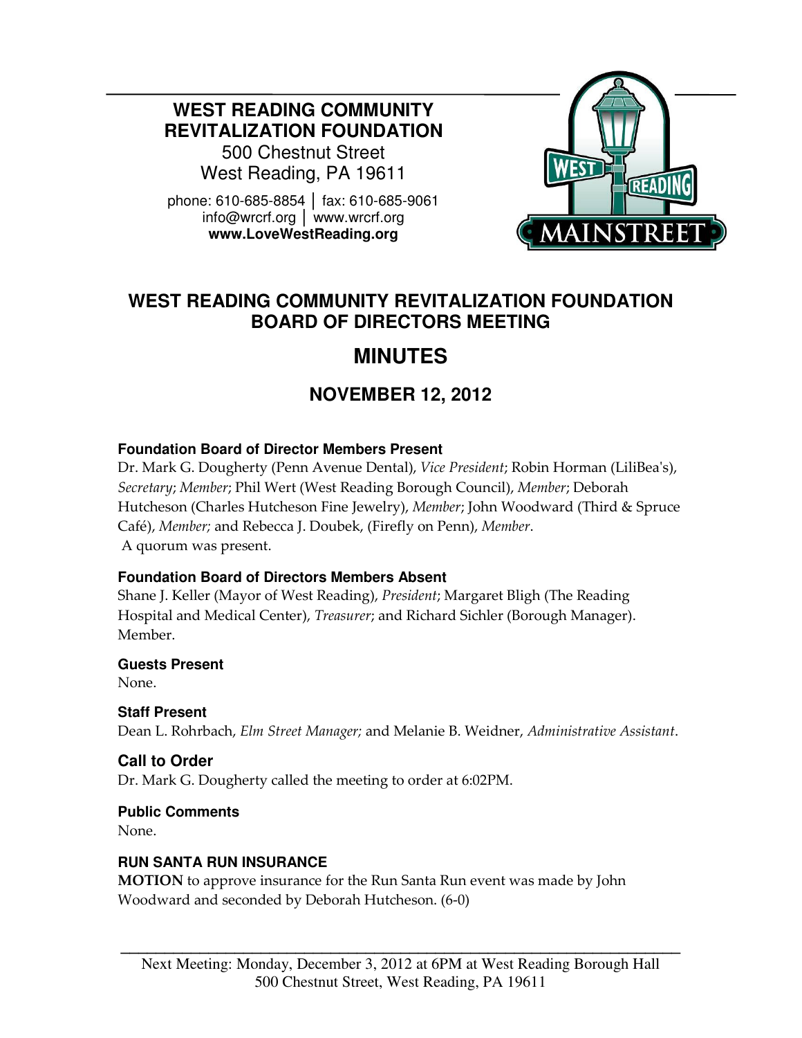**WEST READING COMMUNITY REVITALIZATION FOUNDATION**
500 Chestnut Street
West Reading, PA 19611

phone: 610-685-8854 │ fax: 610-685-9061
info@wrcrf.org │ www.wrcrf.org
**www.LoveWestReading.org**

# WEST READING COMMUNITY REVITALIZATION FOUNDATION BOARD OF DIRECTORS MEETING

# MINUTES

## NOVEMBER 12, 2012

### Foundation Board of Director Members Present

Dr. Mark G. Dougherty (Penn Avenue Dental), *Vice President*; Robin Horman (LiliBea's), *Secretary*; *Member*; Phil Wert (West Reading Borough Council), *Member*; Deborah Hutcheson (Charles Hutcheson Fine Jewelry), *Member*; John Woodward (Third & Spruce Café), *Member;* and Rebecca J. Doubek, (Firefly on Penn), *Member*.
A quorum was present.

### Foundation Board of Directors Members Absent

Shane J. Keller (Mayor of West Reading), *President*; Margaret Bligh (The Reading Hospital and Medical Center), *Treasurer*; and Richard Sichler (Borough Manager). Member.

### Guests Present

None.

### Staff Present

Dean L. Rohrbach, *Elm Street Manager;* and Melanie B. Weidner, *Administrative Assistant*.

### Call to Order

Dr. Mark G. Dougherty called the meeting to order at 6:02PM.

### Public Comments

None.

### RUN SANTA RUN INSURANCE

**MOTION** to approve insurance for the Run Santa Run event was made by John Woodward and seconded by Deborah Hutcheson. (6-0)

Next Meeting: Monday, December 3, 2012 at 6PM at West Reading Borough Hall
500 Chestnut Street, West Reading, PA 19611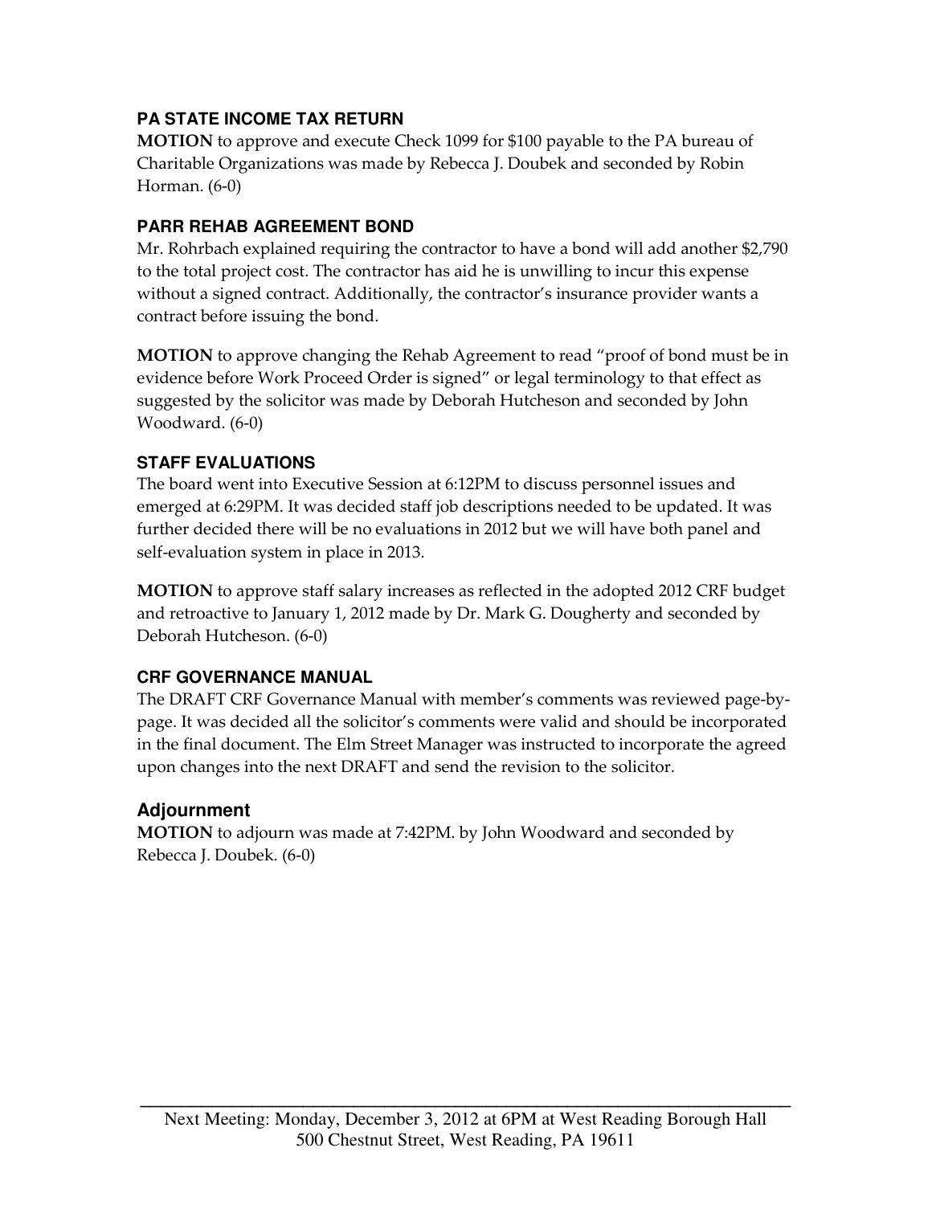### PA STATE INCOME TAX RETURN

**MOTION** to approve and execute Check 1099 for $100 payable to the PA bureau of Charitable Organizations was made by Rebecca J. Doubek and seconded by Robin Horman. (6-0)

### PARR REHAB AGREEMENT BOND

Mr. Rohrbach explained requiring the contractor to have a bond will add another $2,790 to the total project cost. The contractor has aid he is unwilling to incur this expense without a signed contract. Additionally, the contractor's insurance provider wants a contract before issuing the bond.

**MOTION** to approve changing the Rehab Agreement to read "proof of bond must be in evidence before Work Proceed Order is signed" or legal terminology to that effect as suggested by the solicitor was made by Deborah Hutcheson and seconded by John Woodward. (6-0)

### STAFF EVALUATIONS

The board went into Executive Session at 6:12PM to discuss personnel issues and emerged at 6:29PM. It was decided staff job descriptions needed to be updated. It was further decided there will be no evaluations in 2012 but we will have both panel and self-evaluation system in place in 2013.

**MOTION** to approve staff salary increases as reflected in the adopted 2012 CRF budget and retroactive to January 1, 2012 made by Dr. Mark G. Dougherty and seconded by Deborah Hutcheson. (6-0)

### CRF GOVERNANCE MANUAL

The DRAFT CRF Governance Manual with member's comments was reviewed page-by-page. It was decided all the solicitor's comments were valid and should be incorporated in the final document. The Elm Street Manager was instructed to incorporate the agreed upon changes into the next DRAFT and send the revision to the solicitor.

## Adjournment

**MOTION** to adjourn was made at 7:42PM. by John Woodward and seconded by Rebecca J. Doubek. (6-0)

---

Next Meeting: Monday, December 3, 2012 at 6PM at West Reading Borough Hall
500 Chestnut Street, West Reading, PA 19611